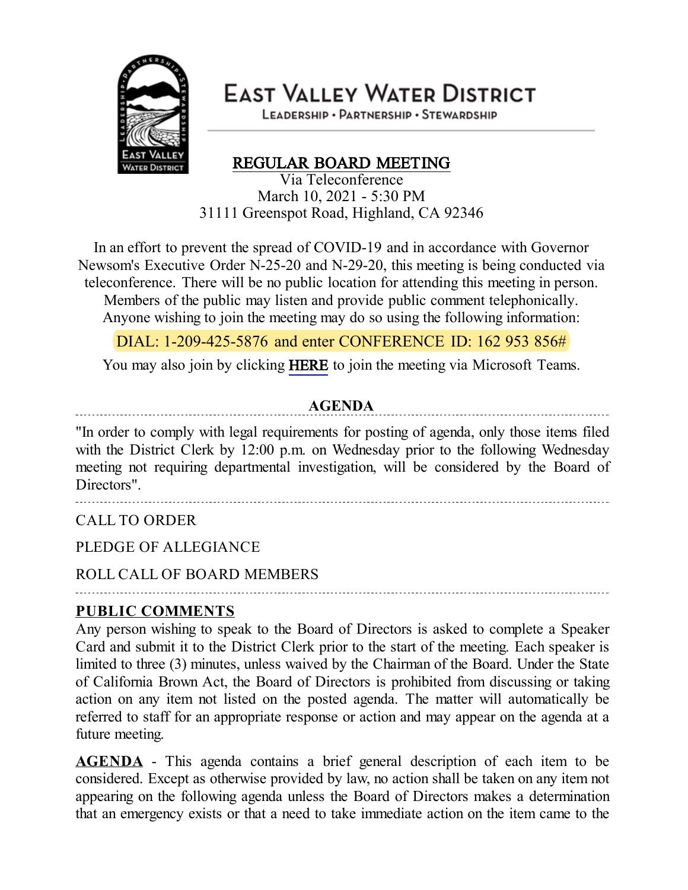# EAST VALLEY WATER DISTRICT

LEADERSHIP • PARTNERSHIP • STEWARDSHIP

## REGULAR BOARD MEETING

Via Teleconference
March 10, 2021 - 5:30 PM
31111 Greenspot Road, Highland, CA 92346

In an effort to prevent the spread of COVID-19 and in accordance with Governor Newsom's Executive Order N-25-20 and N-29-20, this meeting is being conducted via teleconference. There will be no public location for attending this meeting in person. Members of the public may listen and provide public comment telephonically. Anyone wishing to join the meeting may do so using the following information:

DIAL: 1-209-425-5876 and enter CONFERENCE ID: 162 953 856#

You may also join by clicking HERE to join the meeting via Microsoft Teams.

### AGENDA

"In order to comply with legal requirements for posting of agenda, only those items filed with the District Clerk by 12:00 p.m. on Wednesday prior to the following Wednesday meeting not requiring departmental investigation, will be considered by the Board of Directors".

CALL TO ORDER

PLEDGE OF ALLEGIANCE

ROLL CALL OF BOARD MEMBERS

**PUBLIC COMMENTS**

Any person wishing to speak to the Board of Directors is asked to complete a Speaker Card and submit it to the District Clerk prior to the start of the meeting. Each speaker is limited to three (3) minutes, unless waived by the Chairman of the Board. Under the State of California Brown Act, the Board of Directors is prohibited from discussing or taking action on any item not listed on the posted agenda. The matter will automatically be referred to staff for an appropriate response or action and may appear on the agenda at a future meeting.

**AGENDA** - This agenda contains a brief general description of each item to be considered. Except as otherwise provided by law, no action shall be taken on any item not appearing on the following agenda unless the Board of Directors makes a determination that an emergency exists or that a need to take immediate action on the item came to the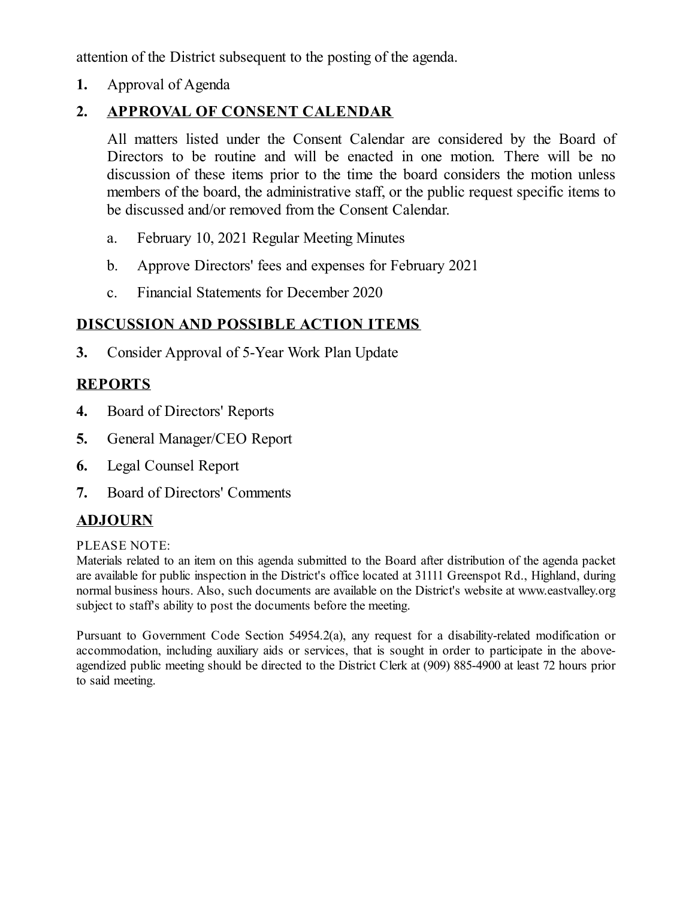attention of the District subsequent to the posting of the agenda.

**1.** Approval of Agenda

**2.** **APPROVAL OF CONSENT CALENDAR**

All matters listed under the Consent Calendar are considered by the Board of Directors to be routine and will be enacted in one motion. There will be no discussion of these items prior to the time the board considers the motion unless members of the board, the administrative staff, or the public request specific items to be discussed and/or removed from the Consent Calendar.

a. February 10, 2021 Regular Meeting Minutes

b. Approve Directors' fees and expenses for February 2021

c. Financial Statements for December 2020

## DISCUSSION AND POSSIBLE ACTION ITEMS

**3.** Consider Approval of 5-Year Work Plan Update

## REPORTS

**4.** Board of Directors' Reports

**5.** General Manager/CEO Report

**6.** Legal Counsel Report

**7.** Board of Directors' Comments

## ADJOURN

PLEASE NOTE:
Materials related to an item on this agenda submitted to the Board after distribution of the agenda packet are available for public inspection in the District's office located at 31111 Greenspot Rd., Highland, during normal business hours. Also, such documents are available on the District's website at www.eastvalley.org subject to staff's ability to post the documents before the meeting.

Pursuant to Government Code Section 54954.2(a), any request for a disability-related modification or accommodation, including auxiliary aids or services, that is sought in order to participate in the above-agendized public meeting should be directed to the District Clerk at (909) 885-4900 at least 72 hours prior to said meeting.